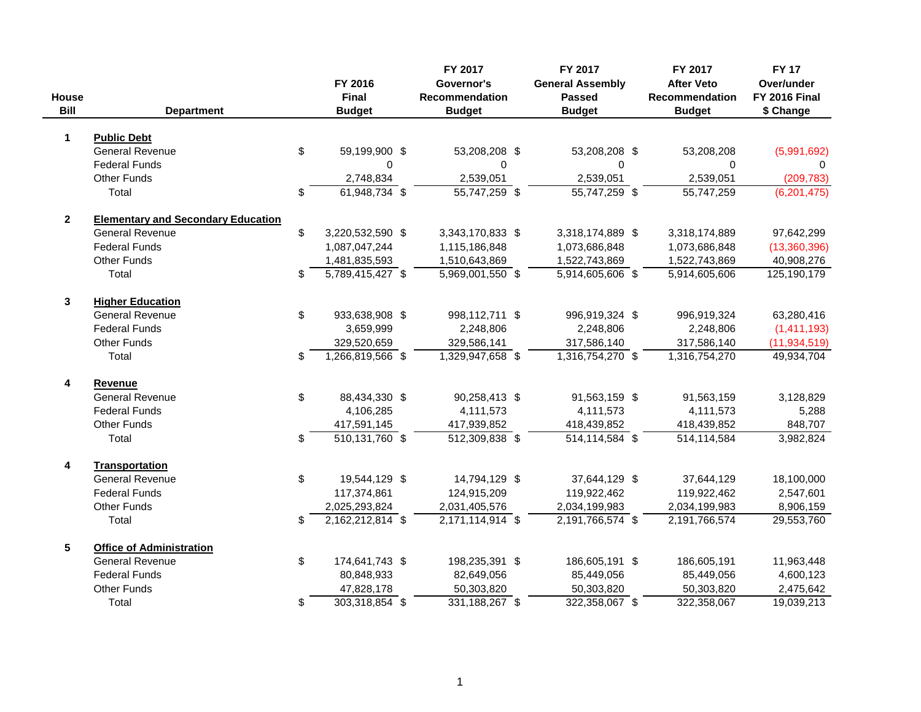| House Bill | Department | FY 2016 Final Budget | FY 2017 Governor's Recommendation Budget | FY 2017 General Assembly Passed Budget | FY 2017 After Veto Recommendation Budget | FY 17 Over/under FY 2016 Final $ Change |
|---|---|---|---|---|---|---|
| 1 | **Public Debt** | | | | | |
| | General Revenue | $ 59,199,900 | $ 53,208,208 | $ 53,208,208 | $ 53,208,208 | (5,991,692) |
| | Federal Funds | 0 | 0 | 0 | 0 | 0 |
| | Other Funds | 2,748,834 | 2,539,051 | 2,539,051 | 2,539,051 | (209,783) |
| | Total | $ 61,948,734 | $ 55,747,259 | $ 55,747,259 | $ 55,747,259 | (6,201,475) |
| 2 | **Elementary and Secondary Education** | | | | | |
| | General Revenue | $ 3,220,532,590 | $ 3,343,170,833 | $ 3,318,174,889 | $ 3,318,174,889 | 97,642,299 |
| | Federal Funds | 1,087,047,244 | 1,115,186,848 | 1,073,686,848 | 1,073,686,848 | (13,360,396) |
| | Other Funds | 1,481,835,593 | 1,510,643,869 | 1,522,743,869 | 1,522,743,869 | 40,908,276 |
| | Total | $ 5,789,415,427 | $ 5,969,001,550 | $ 5,914,605,606 | $ 5,914,605,606 | 125,190,179 |
| 3 | **Higher Education** | | | | | |
| | General Revenue | $ 933,638,908 | $ 998,112,711 | $ 996,919,324 | $ 996,919,324 | 63,280,416 |
| | Federal Funds | 3,659,999 | 2,248,806 | 2,248,806 | 2,248,806 | (1,411,193) |
| | Other Funds | 329,520,659 | 329,586,141 | 317,586,140 | 317,586,140 | (11,934,519) |
| | Total | $ 1,266,819,566 | $ 1,329,947,658 | $ 1,316,754,270 | $ 1,316,754,270 | 49,934,704 |
| 4 | **Revenue** | | | | | |
| | General Revenue | $ 88,434,330 | $ 90,258,413 | $ 91,563,159 | $ 91,563,159 | 3,128,829 |
| | Federal Funds | 4,106,285 | 4,111,573 | 4,111,573 | 4,111,573 | 5,288 |
| | Other Funds | 417,591,145 | 417,939,852 | 418,439,852 | 418,439,852 | 848,707 |
| | Total | $ 510,131,760 | $ 512,309,838 | $ 514,114,584 | $ 514,114,584 | 3,982,824 |
| 4 | **Transportation** | | | | | |
| | General Revenue | $ 19,544,129 | $ 14,794,129 | $ 37,644,129 | $ 37,644,129 | 18,100,000 |
| | Federal Funds | 117,374,861 | 124,915,209 | 119,922,462 | 119,922,462 | 2,547,601 |
| | Other Funds | 2,025,293,824 | 2,031,405,576 | 2,034,199,983 | 2,034,199,983 | 8,906,159 |
| | Total | $ 2,162,212,814 | $ 2,171,114,914 | $ 2,191,766,574 | $ 2,191,766,574 | 29,553,760 |
| 5 | **Office of Administration** | | | | | |
| | General Revenue | $ 174,641,743 | $ 198,235,391 | $ 186,605,191 | $ 186,605,191 | 11,963,448 |
| | Federal Funds | 80,848,933 | 82,649,056 | 85,449,056 | 85,449,056 | 4,600,123 |
| | Other Funds | 47,828,178 | 50,303,820 | 50,303,820 | 50,303,820 | 2,475,642 |
| | Total | $ 303,318,854 | $ 331,188,267 | $ 322,358,067 | $ 322,358,067 | 19,039,213 |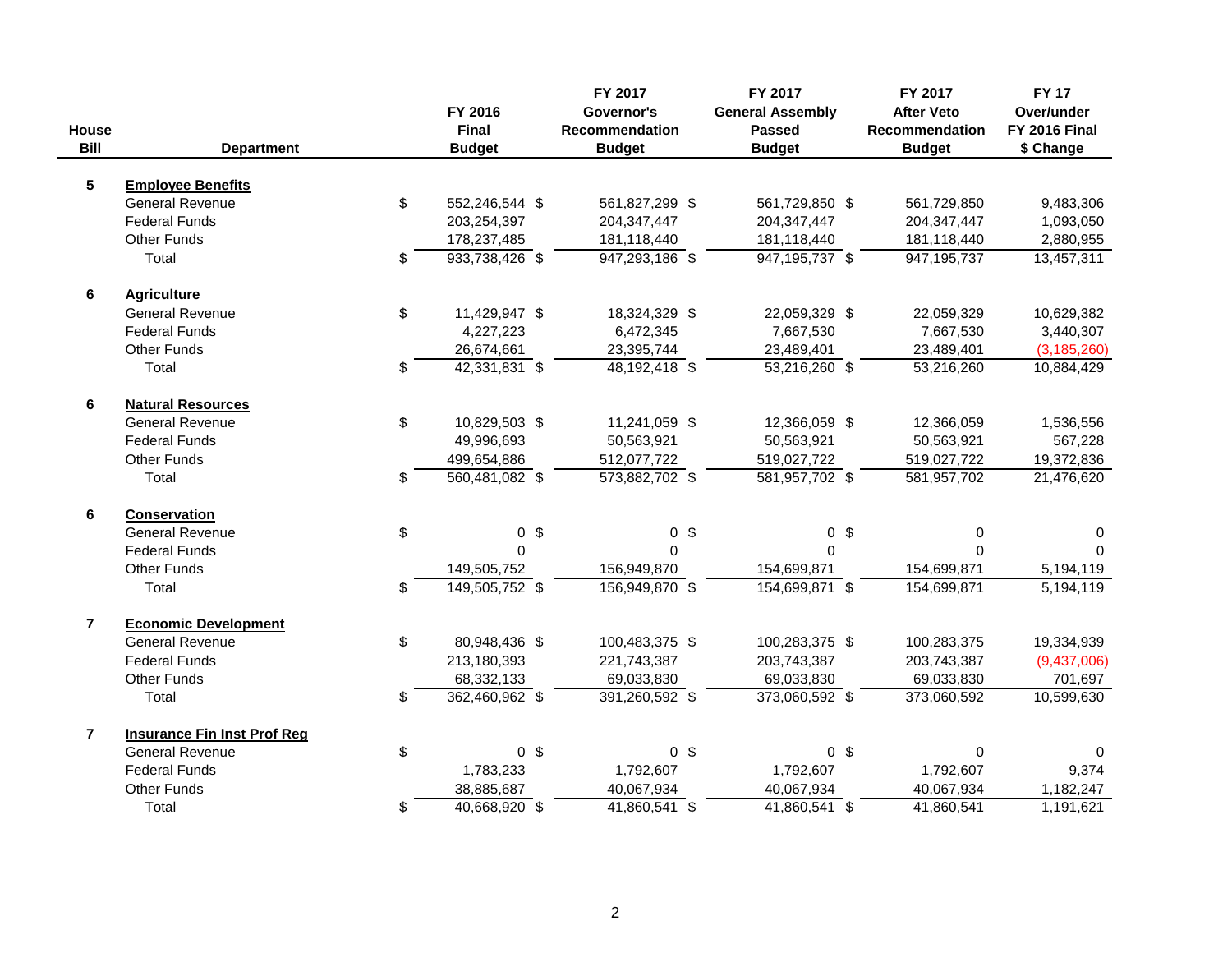| House Bill | Department | FY 2016 Final Budget | FY 2017 Governor's Recommendation Budget | FY 2017 General Assembly Passed Budget | FY 2017 After Veto Recommendation Budget | FY 17 Over/under FY 2016 Final $ Change |
|---|---|---|---|---|---|---|
| 5 | **Employee Benefits** | | | | | |
| | General Revenue | $ 552,246,544 | $ 561,827,299 | $ 561,729,850 | $ 561,729,850 | 9,483,306 |
| | Federal Funds | 203,254,397 | 204,347,447 | 204,347,447 | 204,347,447 | 1,093,050 |
| | Other Funds | 178,237,485 | 181,118,440 | 181,118,440 | 181,118,440 | 2,880,955 |
| | Total | $ 933,738,426 | $ 947,293,186 | $ 947,195,737 | $ 947,195,737 | 13,457,311 |
| 6 | **Agriculture** | | | | | |
| | General Revenue | $ 11,429,947 | $ 18,324,329 | $ 22,059,329 | $ 22,059,329 | 10,629,382 |
| | Federal Funds | 4,227,223 | 6,472,345 | 7,667,530 | 7,667,530 | 3,440,307 |
| | Other Funds | 26,674,661 | 23,395,744 | 23,489,401 | 23,489,401 | (3,185,260) |
| | Total | $ 42,331,831 | $ 48,192,418 | $ 53,216,260 | $ 53,216,260 | 10,884,429 |
| 6 | **Natural Resources** | | | | | |
| | General Revenue | $ 10,829,503 | $ 11,241,059 | $ 12,366,059 | $ 12,366,059 | 1,536,556 |
| | Federal Funds | 49,996,693 | 50,563,921 | 50,563,921 | 50,563,921 | 567,228 |
| | Other Funds | 499,654,886 | 512,077,722 | 519,027,722 | 519,027,722 | 19,372,836 |
| | Total | $ 560,481,082 | $ 573,882,702 | $ 581,957,702 | $ 581,957,702 | 21,476,620 |
| 6 | **Conservation** | | | | | |
| | General Revenue | $ 0 | $ 0 | $ 0 | $ 0 | 0 |
| | Federal Funds | 0 | 0 | 0 | 0 | 0 |
| | Other Funds | 149,505,752 | 156,949,870 | 154,699,871 | 154,699,871 | 5,194,119 |
| | Total | $ 149,505,752 | $ 156,949,870 | $ 154,699,871 | $ 154,699,871 | 5,194,119 |
| 7 | **Economic Development** | | | | | |
| | General Revenue | $ 80,948,436 | $ 100,483,375 | $ 100,283,375 | $ 100,283,375 | 19,334,939 |
| | Federal Funds | 213,180,393 | 221,743,387 | 203,743,387 | 203,743,387 | (9,437,006) |
| | Other Funds | 68,332,133 | 69,033,830 | 69,033,830 | 69,033,830 | 701,697 |
| | Total | $ 362,460,962 | $ 391,260,592 | $ 373,060,592 | $ 373,060,592 | 10,599,630 |
| 7 | **Insurance Fin Inst Prof Reg** | | | | | |
| | General Revenue | $ 0 | $ 0 | $ 0 | $ 0 | 0 |
| | Federal Funds | 1,783,233 | 1,792,607 | 1,792,607 | 1,792,607 | 9,374 |
| | Other Funds | 38,885,687 | 40,067,934 | 40,067,934 | 40,067,934 | 1,182,247 |
| | Total | $ 40,668,920 | $ 41,860,541 | $ 41,860,541 | $ 41,860,541 | 1,191,621 |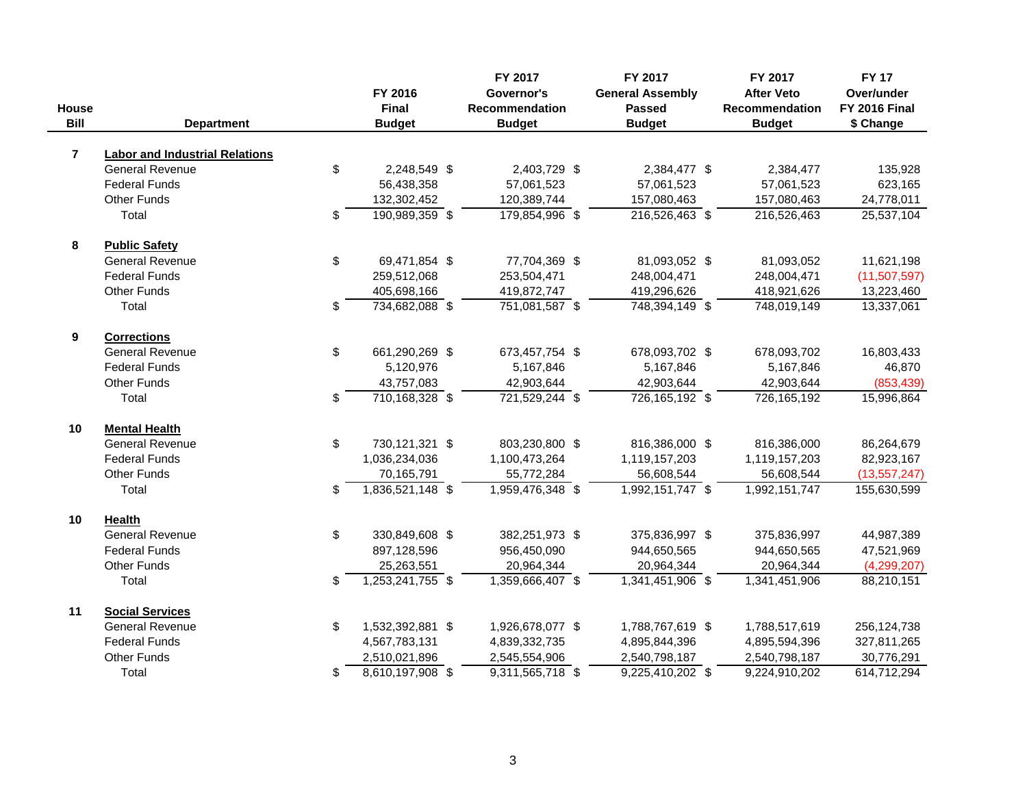| House Bill | Department | FY 2016 Final Budget | FY 2017 Governor's Recommendation Budget | FY 2017 General Assembly Passed Budget | FY 2017 After Veto Recommendation Budget | FY 17 Over/under FY 2016 Final $ Change |
|---|---|---|---|---|---|---|
| 7 | **Labor and Industrial Relations** | | | | | |
| | General Revenue | $ 2,248,549 | $ 2,403,729 | $ 2,384,477 | $ 2,384,477 | 135,928 |
| | Federal Funds | 56,438,358 | 57,061,523 | 57,061,523 | 57,061,523 | 623,165 |
| | Other Funds | 132,302,452 | 120,389,744 | 157,080,463 | 157,080,463 | 24,778,011 |
| | Total | $ 190,989,359 | $ 179,854,996 | $ 216,526,463 | $ 216,526,463 | 25,537,104 |
| 8 | **Public Safety** | | | | | |
| | General Revenue | $ 69,471,854 | $ 77,704,369 | $ 81,093,052 | $ 81,093,052 | 11,621,198 |
| | Federal Funds | 259,512,068 | 253,504,471 | 248,004,471 | 248,004,471 | (11,507,597) |
| | Other Funds | 405,698,166 | 419,872,747 | 419,296,626 | 418,921,626 | 13,223,460 |
| | Total | $ 734,682,088 | $ 751,081,587 | $ 748,394,149 | $ 748,019,149 | 13,337,061 |
| 9 | **Corrections** | | | | | |
| | General Revenue | $ 661,290,269 | $ 673,457,754 | $ 678,093,702 | $ 678,093,702 | 16,803,433 |
| | Federal Funds | 5,120,976 | 5,167,846 | 5,167,846 | 5,167,846 | 46,870 |
| | Other Funds | 43,757,083 | 42,903,644 | 42,903,644 | 42,903,644 | (853,439) |
| | Total | $ 710,168,328 | $ 721,529,244 | $ 726,165,192 | $ 726,165,192 | 15,996,864 |
| 10 | **Mental Health** | | | | | |
| | General Revenue | $ 730,121,321 | $ 803,230,800 | $ 816,386,000 | $ 816,386,000 | 86,264,679 |
| | Federal Funds | 1,036,234,036 | 1,100,473,264 | 1,119,157,203 | 1,119,157,203 | 82,923,167 |
| | Other Funds | 70,165,791 | 55,772,284 | 56,608,544 | 56,608,544 | (13,557,247) |
| | Total | $ 1,836,521,148 | $ 1,959,476,348 | $ 1,992,151,747 | $ 1,992,151,747 | 155,630,599 |
| 10 | **Health** | | | | | |
| | General Revenue | $ 330,849,608 | $ 382,251,973 | $ 375,836,997 | $ 375,836,997 | 44,987,389 |
| | Federal Funds | 897,128,596 | 956,450,090 | 944,650,565 | 944,650,565 | 47,521,969 |
| | Other Funds | 25,263,551 | 20,964,344 | 20,964,344 | 20,964,344 | (4,299,207) |
| | Total | $ 1,253,241,755 | $ 1,359,666,407 | $ 1,341,451,906 | $ 1,341,451,906 | 88,210,151 |
| 11 | **Social Services** | | | | | |
| | General Revenue | $ 1,532,392,881 | $ 1,926,678,077 | $ 1,788,767,619 | $ 1,788,517,619 | 256,124,738 |
| | Federal Funds | 4,567,783,131 | 4,839,332,735 | 4,895,844,396 | 4,895,594,396 | 327,811,265 |
| | Other Funds | 2,510,021,896 | 2,545,554,906 | 2,540,798,187 | 2,540,798,187 | 30,776,291 |
| | Total | $ 8,610,197,908 | $ 9,311,565,718 | $ 9,225,410,202 | $ 9,224,910,202 | 614,712,294 |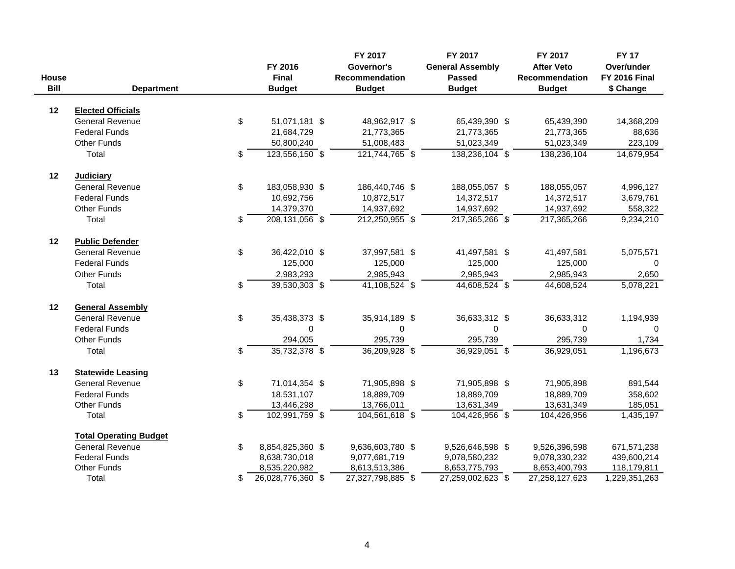| House Bill | Department | FY 2016 Final Budget | FY 2017 Governor's Recommendation Budget | FY 2017 General Assembly Passed Budget | FY 2017 After Veto Recommendation Budget | FY 17 Over/under FY 2016 Final $ Change |
|---|---|---|---|---|---|---|
| 12 | **Elected Officials** | | | | | |
| | General Revenue | $ 51,071,181 | $ 48,962,917 | $ 65,439,390 | $ 65,439,390 | 14,368,209 |
| | Federal Funds | 21,684,729 | 21,773,365 | 21,773,365 | 21,773,365 | 88,636 |
| | Other Funds | 50,800,240 | 51,008,483 | 51,023,349 | 51,023,349 | 223,109 |
| | Total | $ 123,556,150 | $ 121,744,765 | $ 138,236,104 | $ 138,236,104 | 14,679,954 |
| 12 | **Judiciary** | | | | | |
| | General Revenue | $ 183,058,930 | $ 186,440,746 | $ 188,055,057 | $ 188,055,057 | 4,996,127 |
| | Federal Funds | 10,692,756 | 10,872,517 | 14,372,517 | 14,372,517 | 3,679,761 |
| | Other Funds | 14,379,370 | 14,937,692 | 14,937,692 | 14,937,692 | 558,322 |
| | Total | $ 208,131,056 | $ 212,250,955 | $ 217,365,266 | $ 217,365,266 | 9,234,210 |
| 12 | **Public Defender** | | | | | |
| | General Revenue | $ 36,422,010 | $ 37,997,581 | $ 41,497,581 | $ 41,497,581 | 5,075,571 |
| | Federal Funds | 125,000 | 125,000 | 125,000 | 125,000 | 0 |
| | Other Funds | 2,983,293 | 2,985,943 | 2,985,943 | 2,985,943 | 2,650 |
| | Total | $ 39,530,303 | $ 41,108,524 | $ 44,608,524 | $ 44,608,524 | 5,078,221 |
| 12 | **General Assembly** | | | | | |
| | General Revenue | $ 35,438,373 | $ 35,914,189 | $ 36,633,312 | $ 36,633,312 | 1,194,939 |
| | Federal Funds | 0 | 0 | 0 | 0 | 0 |
| | Other Funds | 294,005 | 295,739 | 295,739 | 295,739 | 1,734 |
| | Total | $ 35,732,378 | $ 36,209,928 | $ 36,929,051 | $ 36,929,051 | 1,196,673 |
| 13 | **Statewide Leasing** | | | | | |
| | General Revenue | $ 71,014,354 | $ 71,905,898 | $ 71,905,898 | $ 71,905,898 | 891,544 |
| | Federal Funds | 18,531,107 | 18,889,709 | 18,889,709 | 18,889,709 | 358,602 |
| | Other Funds | 13,446,298 | 13,766,011 | 13,631,349 | 13,631,349 | 185,051 |
| | Total | $ 102,991,759 | $ 104,561,618 | $ 104,426,956 | $ 104,426,956 | 1,435,197 |
| | **Total Operating Budget** | | | | | |
| | General Revenue | $ 8,854,825,360 | $ 9,636,603,780 | $ 9,526,646,598 | $ 9,526,396,598 | 671,571,238 |
| | Federal Funds | 8,638,730,018 | 9,077,681,719 | 9,078,580,232 | 9,078,330,232 | 439,600,214 |
| | Other Funds | 8,535,220,982 | 8,613,513,386 | 8,653,775,793 | 8,653,400,793 | 118,179,811 |
| | Total | $ 26,028,776,360 | $ 27,327,798,885 | $ 27,259,002,623 | $ 27,258,127,623 | 1,229,351,263 |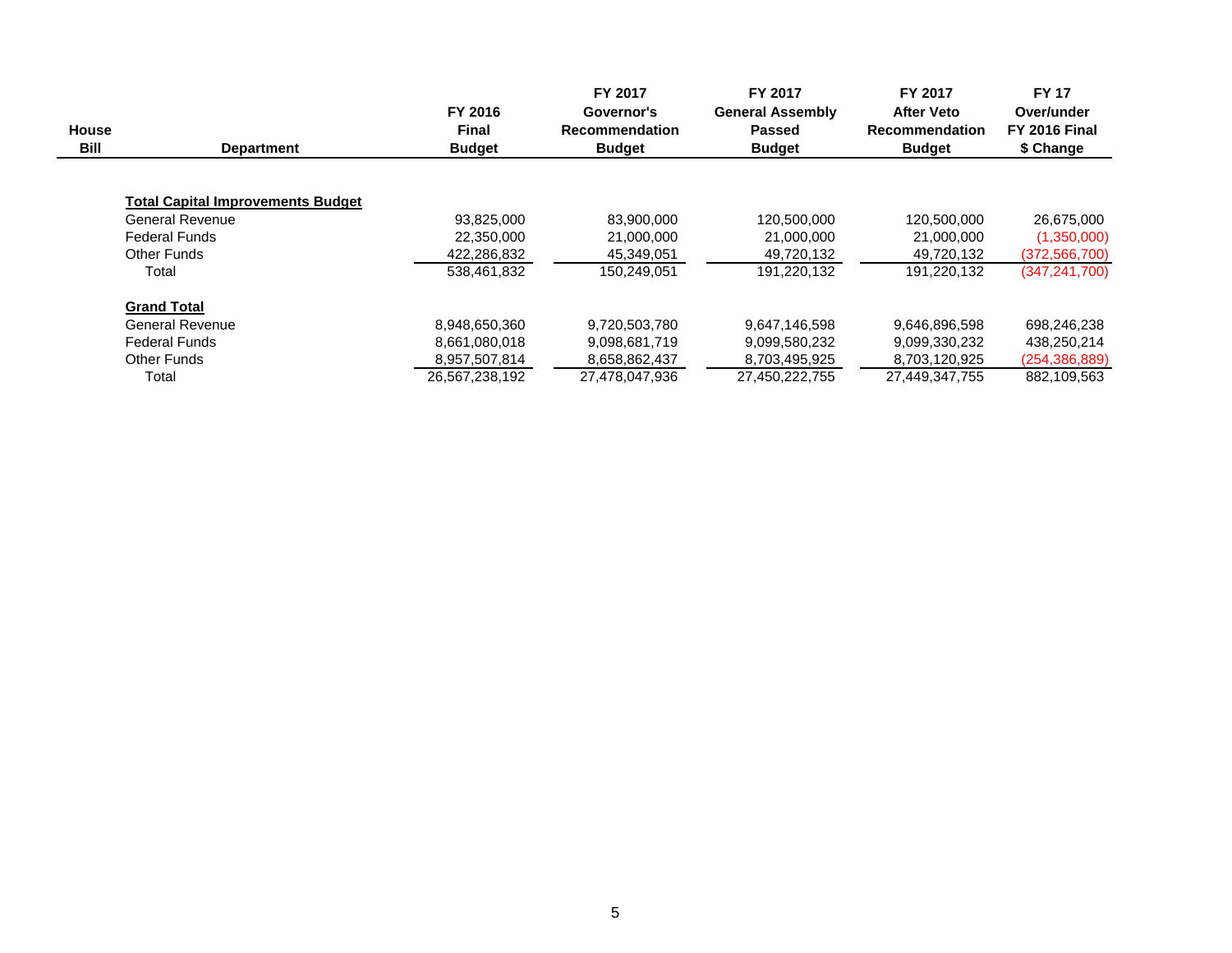| House Bill | Department | FY 2016 Final Budget | FY 2017 Governor's Recommendation Budget | FY 2017 General Assembly Passed Budget | FY 2017 After Veto Recommendation Budget | FY 17 Over/under FY 2016 Final $ Change |
|---|---|---|---|---|---|---|
| | **Total Capital Improvements Budget** | | | | | |
| | General Revenue | 93,825,000 | 83,900,000 | 120,500,000 | 120,500,000 | 26,675,000 |
| | Federal Funds | 22,350,000 | 21,000,000 | 21,000,000 | 21,000,000 | (1,350,000) |
| | Other Funds | 422,286,832 | 45,349,051 | 49,720,132 | 49,720,132 | (372,566,700) |
| | Total | 538,461,832 | 150,249,051 | 191,220,132 | 191,220,132 | (347,241,700) |
| | **Grand Total** | | | | | |
| | General Revenue | 8,948,650,360 | 9,720,503,780 | 9,647,146,598 | 9,646,896,598 | 698,246,238 |
| | Federal Funds | 8,661,080,018 | 9,098,681,719 | 9,099,580,232 | 9,099,330,232 | 438,250,214 |
| | Other Funds | 8,957,507,814 | 8,658,862,437 | 8,703,495,925 | 8,703,120,925 | (254,386,889) |
| | Total | 26,567,238,192 | 27,478,047,936 | 27,450,222,755 | 27,449,347,755 | 882,109,563 |